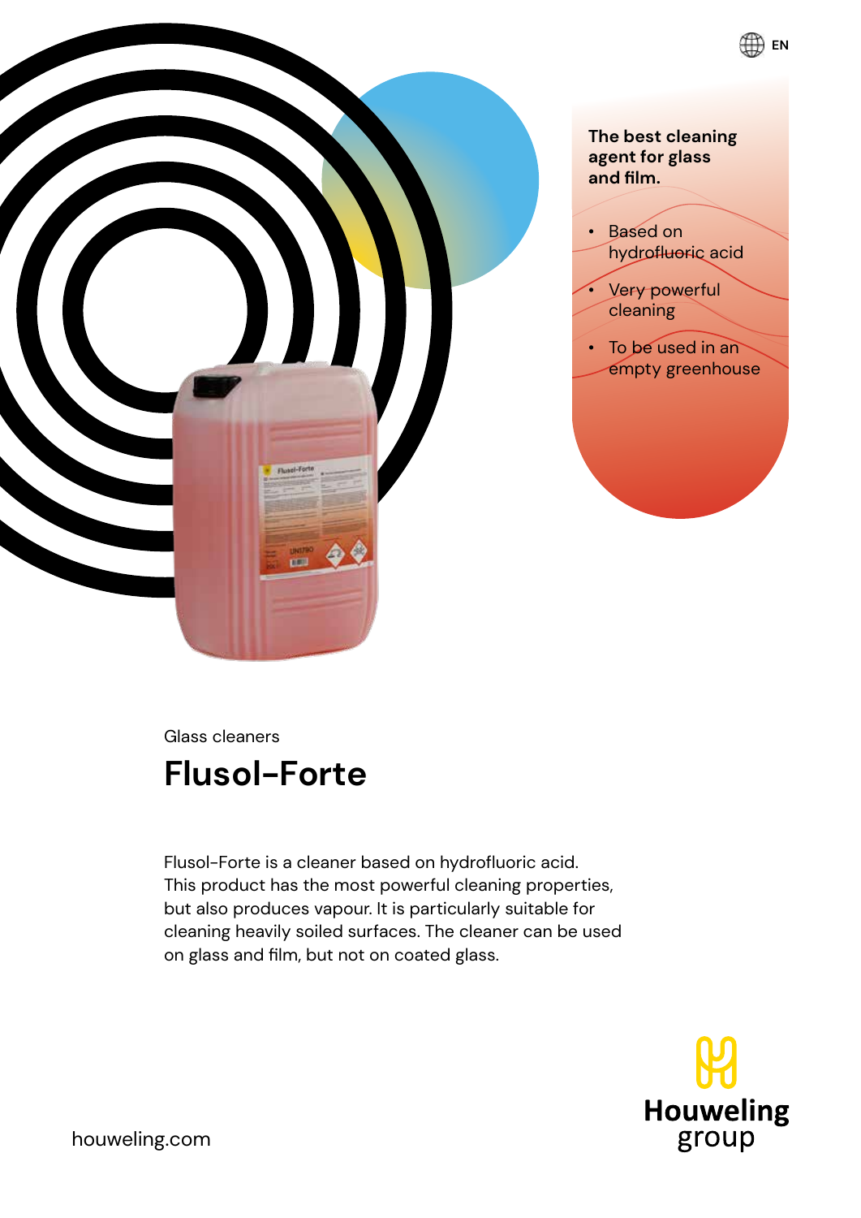EN

**The best cleaning agent for glass and film.**

- Based on hydrofluoric acid
- Very powerful cleaning
- To be used in an empty greenhouse

Glass cleaners

# Flusol-Forte

Flusol-Forte is a cleaner based on hydrofluoric acid. This product has the most powerful cleaning properties, but also produces vapour. It is particularly suitable for cleaning heavily soiled surfaces. The cleaner can be used on glass and film, but not on coated glass.

houweling.com

Houweling group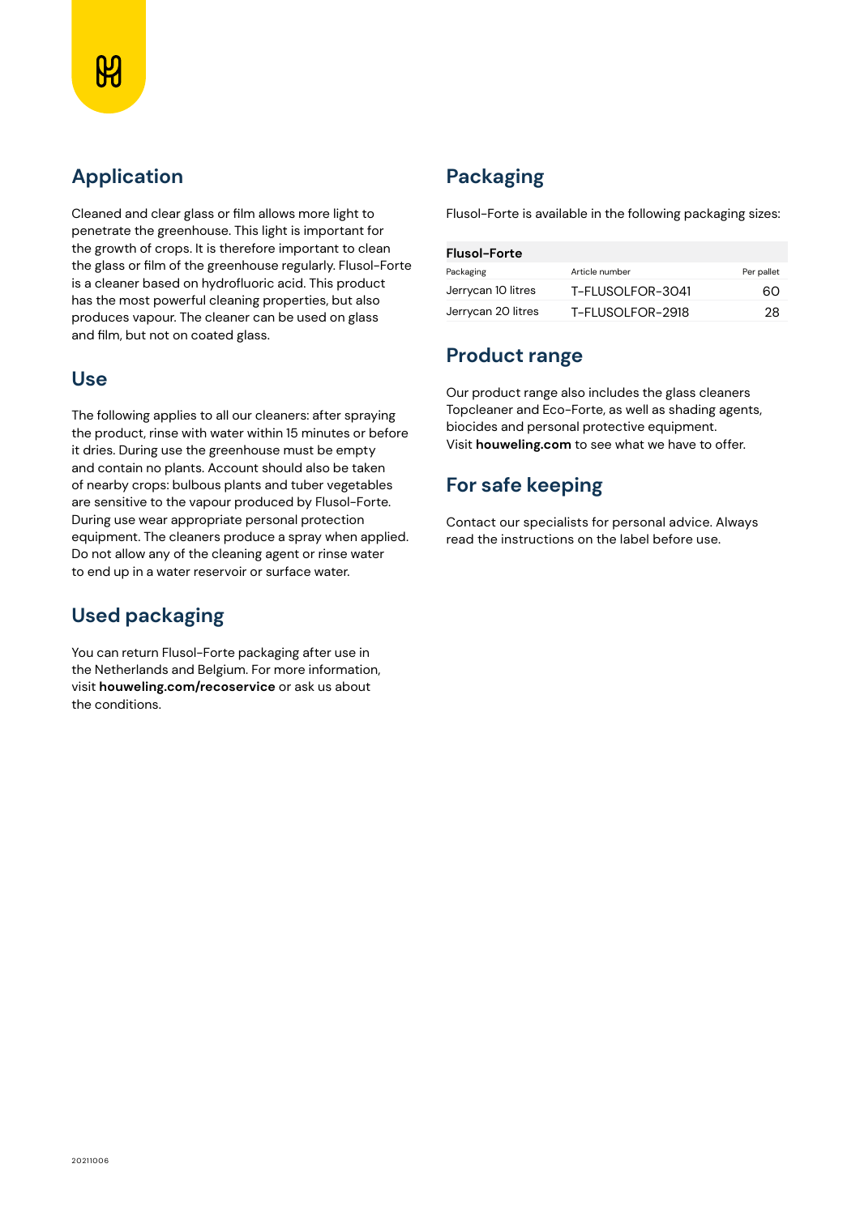## Application

Cleaned and clear glass or film allows more light to penetrate the greenhouse. This light is important for the growth of crops. It is therefore important to clean the glass or film of the greenhouse regularly. Flusol-Forte is a cleaner based on hydrofluoric acid. This product has the most powerful cleaning properties, but also produces vapour. The cleaner can be used on glass and film, but not on coated glass.

## Use

The following applies to all our cleaners: after spraying the product, rinse with water within 15 minutes or before it dries. During use the greenhouse must be empty and contain no plants. Account should also be taken of nearby crops: bulbous plants and tuber vegetables are sensitive to the vapour produced by Flusol-Forte. During use wear appropriate personal protection equipment. The cleaners produce a spray when applied. Do not allow any of the cleaning agent or rinse water to end up in a water reservoir or surface water.

## Used packaging

You can return Flusol-Forte packaging after use in the Netherlands and Belgium. For more information, visit **houweling.com/recoservice** or ask us about the conditions.

## Packaging

Flusol-Forte is available in the following packaging sizes:

| Flusol-Forte | | |
|---|---|---|
| Packaging | Article number | Per pallet |
| Jerrycan 10 litres | T-FLUSOLFOR-3041 | 60 |
| Jerrycan 20 litres | T-FLUSOLFOR-2918 | 28 |

## Product range

Our product range also includes the glass cleaners Topcleaner and Eco-Forte, as well as shading agents, biocides and personal protective equipment. Visit **houweling.com** to see what we have to offer.

## For safe keeping

Contact our specialists for personal advice. Always read the instructions on the label before use.

20211006